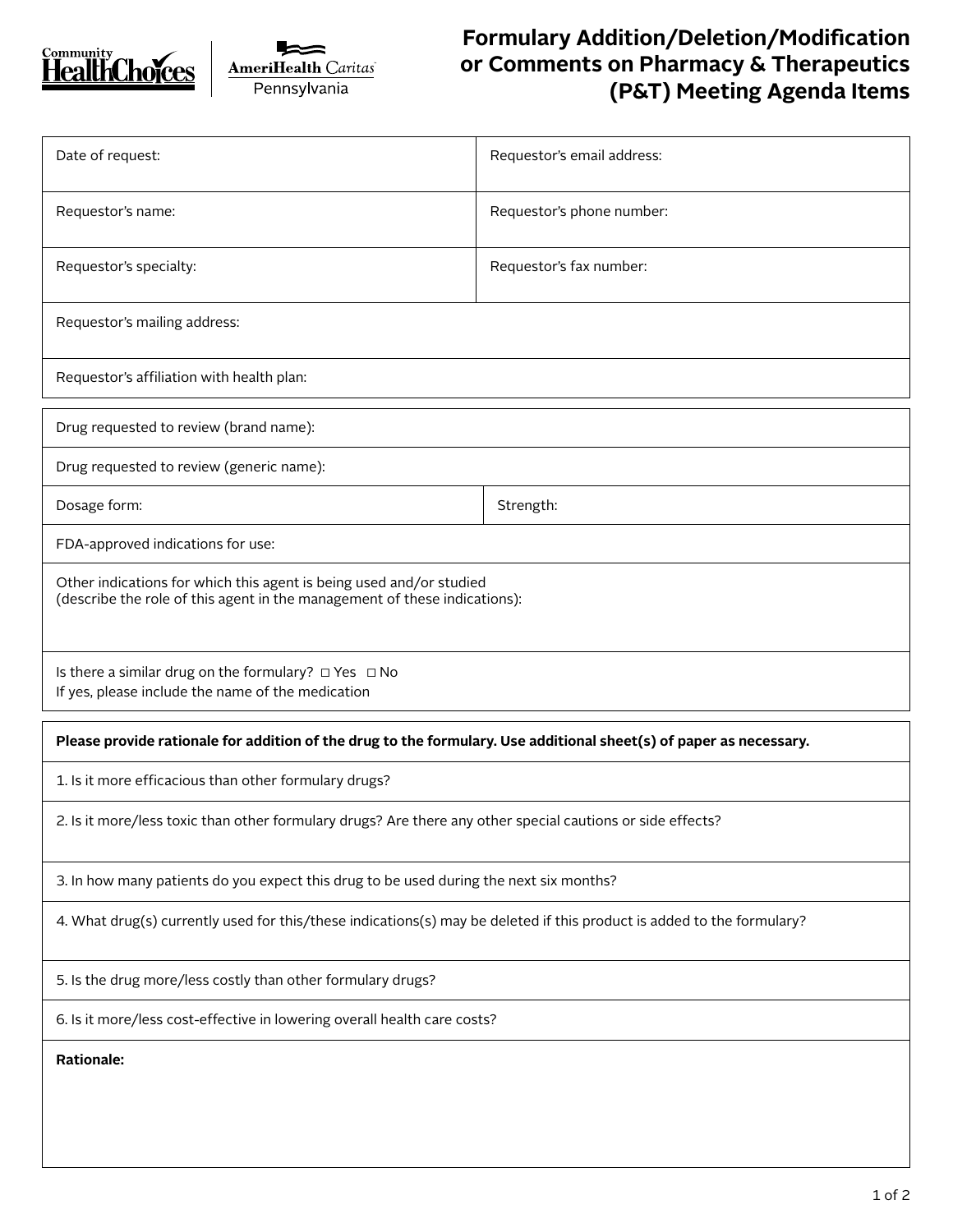Community HealthChoices | AmeriHealth Caritas Pennsylvania

# Formulary Addition/Deletion/Modification or Comments on Pharmacy & Therapeutics (P&T) Meeting Agenda Items

| Date of request: | Requestor's email address: |
|---|---|
| Requestor's name: | Requestor's phone number: |
| Requestor's specialty: | Requestor's fax number: |
| Requestor's mailing address: | |
| Requestor's affiliation with health plan: | |

| Drug requested to review (brand name): | |
|---|---|
| Drug requested to review (generic name): | |
| Dosage form: | Strength: |
| FDA-approved indications for use: | |
| Other indications for which this agent is being used and/or studied (describe the role of this agent in the management of these indications): | |
| Is there a similar drug on the formulary? ☐ Yes ☐ No<br>If yes, please include the name of the medication | |

| **Please provide rationale for addition of the drug to the formulary. Use additional sheet(s) of paper as necessary.** |
|---|
| 1. Is it more efficacious than other formulary drugs? |
| 2. Is it more/less toxic than other formulary drugs? Are there any other special cautions or side effects? |
| 3. In how many patients do you expect this drug to be used during the next six months? |
| 4. What drug(s) currently used for this/these indications(s) may be deleted if this product is added to the formulary? |
| 5. Is the drug more/less costly than other formulary drugs? |
| 6. Is it more/less cost-effective in lowering overall health care costs? |
| **Rationale:** |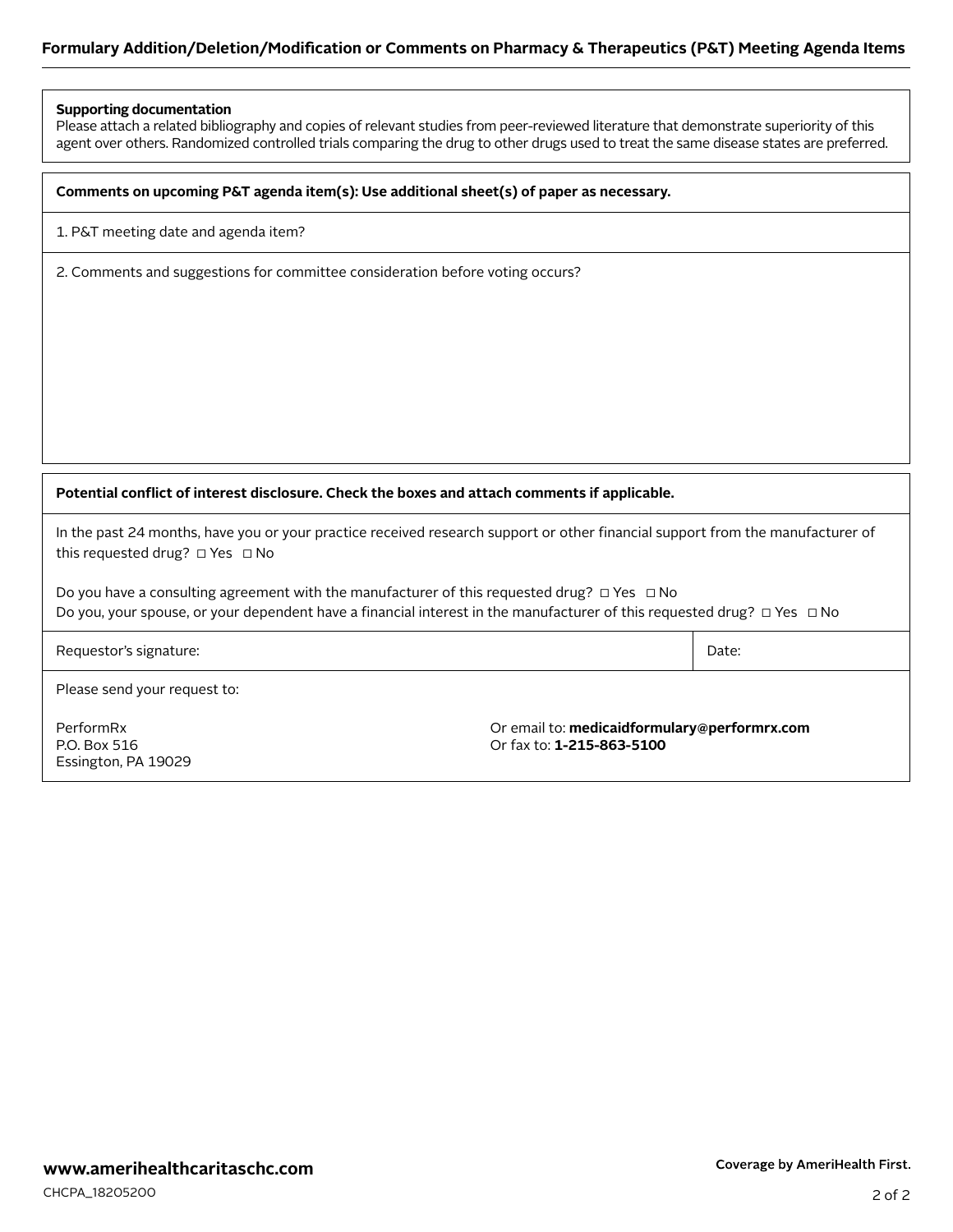**Supporting documentation**
Please attach a related bibliography and copies of relevant studies from peer-reviewed literature that demonstrate superiority of this agent over others. Randomized controlled trials comparing the drug to other drugs used to treat the same disease states are preferred.

**Comments on upcoming P&T agenda item(s): Use additional sheet(s) of paper as necessary.**

1. P&T meeting date and agenda item?

2. Comments and suggestions for committee consideration before voting occurs?

**Potential conflict of interest disclosure. Check the boxes and attach comments if applicable.**

In the past 24 months, have you or your practice received research support or other financial support from the manufacturer of this requested drug? □ Yes □ No

Do you have a consulting agreement with the manufacturer of this requested drug? □ Yes □ No

Do you, your spouse, or your dependent have a financial interest in the manufacturer of this requested drug? □ Yes □ No

| | |
|---|---|
| Requestor's signature: | Date: |

Please send your request to:

PerformRx
P.O. Box 516
Essington, PA 19029

Or email to: **medicaidformulary@performrx.com**
Or fax to: **1-215-863-5100**

**www.amerihealthcaritaschc.com**

**Coverage by AmeriHealth First.**

CHCPA_18205200